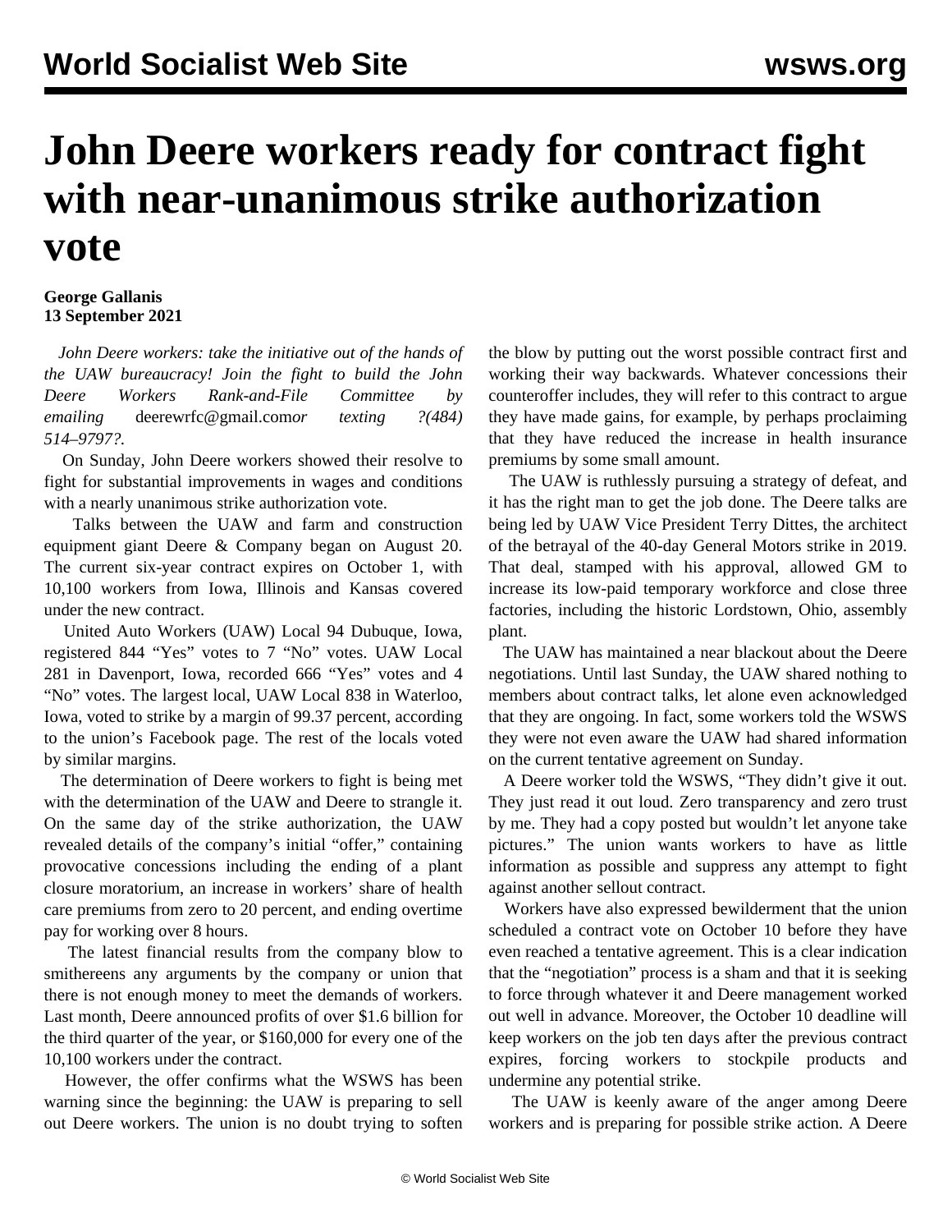# John Deere workers ready for contract fight with near-unanimous strike authorization vote

**George Gallanis**
**13 September 2021**

*John Deere workers: take the initiative out of the hands of the UAW bureaucracy! Join the fight to build the John Deere Workers Rank-and-File Committee by emailing* deerewrfc@gmail.com*or texting ?(484) 514–9797?.*

On Sunday, John Deere workers showed their resolve to fight for substantial improvements in wages and conditions with a nearly unanimous strike authorization vote.

Talks between the UAW and farm and construction equipment giant Deere & Company began on August 20. The current six-year contract expires on October 1, with 10,100 workers from Iowa, Illinois and Kansas covered under the new contract.

United Auto Workers (UAW) Local 94 Dubuque, Iowa, registered 844 "Yes" votes to 7 "No" votes. UAW Local 281 in Davenport, Iowa, recorded 666 "Yes" votes and 4 "No" votes. The largest local, UAW Local 838 in Waterloo, Iowa, voted to strike by a margin of 99.37 percent, according to the union's Facebook page. The rest of the locals voted by similar margins.

The determination of Deere workers to fight is being met with the determination of the UAW and Deere to strangle it. On the same day of the strike authorization, the UAW revealed details of the company's initial "offer," containing provocative concessions including the ending of a plant closure moratorium, an increase in workers' share of health care premiums from zero to 20 percent, and ending overtime pay for working over 8 hours.

The latest financial results from the company blow to smithereens any arguments by the company or union that there is not enough money to meet the demands of workers. Last month, Deere announced profits of over $1.6 billion for the third quarter of the year, or $160,000 for every one of the 10,100 workers under the contract.

However, the offer confirms what the WSWS has been warning since the beginning: the UAW is preparing to sell out Deere workers. The union is no doubt trying to soften the blow by putting out the worst possible contract first and working their way backwards. Whatever concessions their counteroffer includes, they will refer to this contract to argue they have made gains, for example, by perhaps proclaiming that they have reduced the increase in health insurance premiums by some small amount.

The UAW is ruthlessly pursuing a strategy of defeat, and it has the right man to get the job done. The Deere talks are being led by UAW Vice President Terry Dittes, the architect of the betrayal of the 40-day General Motors strike in 2019. That deal, stamped with his approval, allowed GM to increase its low-paid temporary workforce and close three factories, including the historic Lordstown, Ohio, assembly plant.

The UAW has maintained a near blackout about the Deere negotiations. Until last Sunday, the UAW shared nothing to members about contract talks, let alone even acknowledged that they are ongoing. In fact, some workers told the WSWS they were not even aware the UAW had shared information on the current tentative agreement on Sunday.

A Deere worker told the WSWS, "They didn't give it out. They just read it out loud. Zero transparency and zero trust by me. They had a copy posted but wouldn't let anyone take pictures." The union wants workers to have as little information as possible and suppress any attempt to fight against another sellout contract.

Workers have also expressed bewilderment that the union scheduled a contract vote on October 10 before they have even reached a tentative agreement. This is a clear indication that the "negotiation" process is a sham and that it is seeking to force through whatever it and Deere management worked out well in advance. Moreover, the October 10 deadline will keep workers on the job ten days after the previous contract expires, forcing workers to stockpile products and undermine any potential strike.

The UAW is keenly aware of the anger among Deere workers and is preparing for possible strike action. A Deere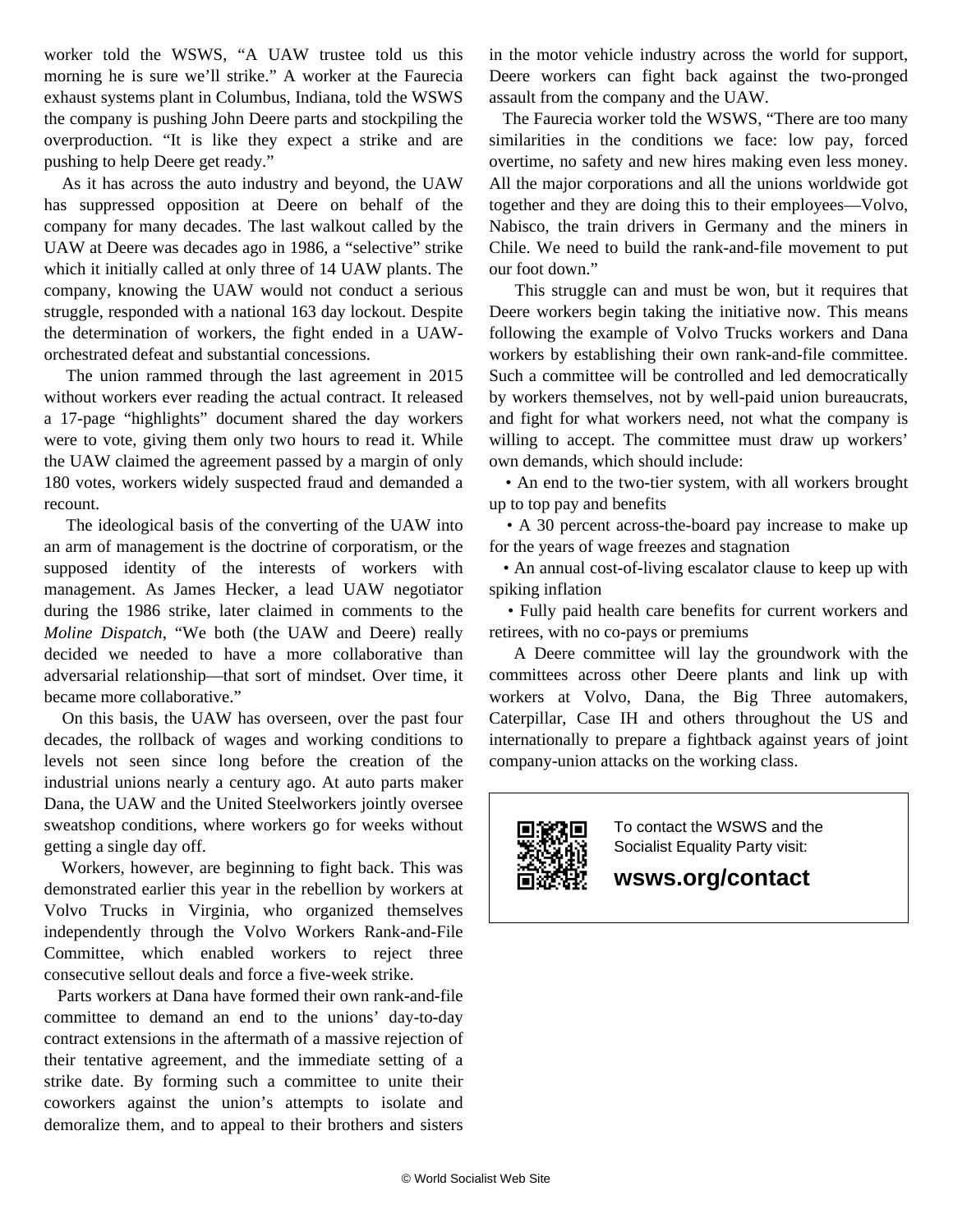worker told the WSWS, “A UAW trustee told us this morning he is sure we’ll strike.” A worker at the Faurecia exhaust systems plant in Columbus, Indiana, told the WSWS the company is pushing John Deere parts and stockpiling the overproduction. “It is like they expect a strike and are pushing to help Deere get ready.”

As it has across the auto industry and beyond, the UAW has suppressed opposition at Deere on behalf of the company for many decades. The last walkout called by the UAW at Deere was decades ago in 1986, a “selective” strike which it initially called at only three of 14 UAW plants. The company, knowing the UAW would not conduct a serious struggle, responded with a national 163 day lockout. Despite the determination of workers, the fight ended in a UAW-orchestrated defeat and substantial concessions.

The union rammed through the last agreement in 2015 without workers ever reading the actual contract. It released a 17-page “highlights” document shared the day workers were to vote, giving them only two hours to read it. While the UAW claimed the agreement passed by a margin of only 180 votes, workers widely suspected fraud and demanded a recount.

The ideological basis of the converting of the UAW into an arm of management is the doctrine of corporatism, or the supposed identity of the interests of workers with management. As James Hecker, a lead UAW negotiator during the 1986 strike, later claimed in comments to the *Moline Dispatch*, “We both (the UAW and Deere) really decided we needed to have a more collaborative than adversarial relationship—that sort of mindset. Over time, it became more collaborative.”

On this basis, the UAW has overseen, over the past four decades, the rollback of wages and working conditions to levels not seen since long before the creation of the industrial unions nearly a century ago. At auto parts maker Dana, the UAW and the United Steelworkers jointly oversee sweatshop conditions, where workers go for weeks without getting a single day off.

Workers, however, are beginning to fight back. This was demonstrated earlier this year in the rebellion by workers at Volvo Trucks in Virginia, who organized themselves independently through the Volvo Workers Rank-and-File Committee, which enabled workers to reject three consecutive sellout deals and force a five-week strike.

Parts workers at Dana have formed their own rank-and-file committee to demand an end to the unions’ day-to-day contract extensions in the aftermath of a massive rejection of their tentative agreement, and the immediate setting of a strike date. By forming such a committee to unite their coworkers against the union’s attempts to isolate and demoralize them, and to appeal to their brothers and sisters in the motor vehicle industry across the world for support, Deere workers can fight back against the two-pronged assault from the company and the UAW.

The Faurecia worker told the WSWS, “There are too many similarities in the conditions we face: low pay, forced overtime, no safety and new hires making even less money. All the major corporations and all the unions worldwide got together and they are doing this to their employees—Volvo, Nabisco, the train drivers in Germany and the miners in Chile. We need to build the rank-and-file movement to put our foot down.”

This struggle can and must be won, but it requires that Deere workers begin taking the initiative now. This means following the example of Volvo Trucks workers and Dana workers by establishing their own rank-and-file committee. Such a committee will be controlled and led democratically by workers themselves, not by well-paid union bureaucrats, and fight for what workers need, not what the company is willing to accept. The committee must draw up workers’ own demands, which should include:

- An end to the two-tier system, with all workers brought up to top pay and benefits
- A 30 percent across-the-board pay increase to make up for the years of wage freezes and stagnation
- An annual cost-of-living escalator clause to keep up with spiking inflation
- Fully paid health care benefits for current workers and retirees, with no co-pays or premiums

A Deere committee will lay the groundwork with the committees across other Deere plants and link up with workers at Volvo, Dana, the Big Three automakers, Caterpillar, Case IH and others throughout the US and internationally to prepare a fightback against years of joint company-union attacks on the working class.

To contact the WSWS and the Socialist Equality Party visit:

**wsws.org/contact**